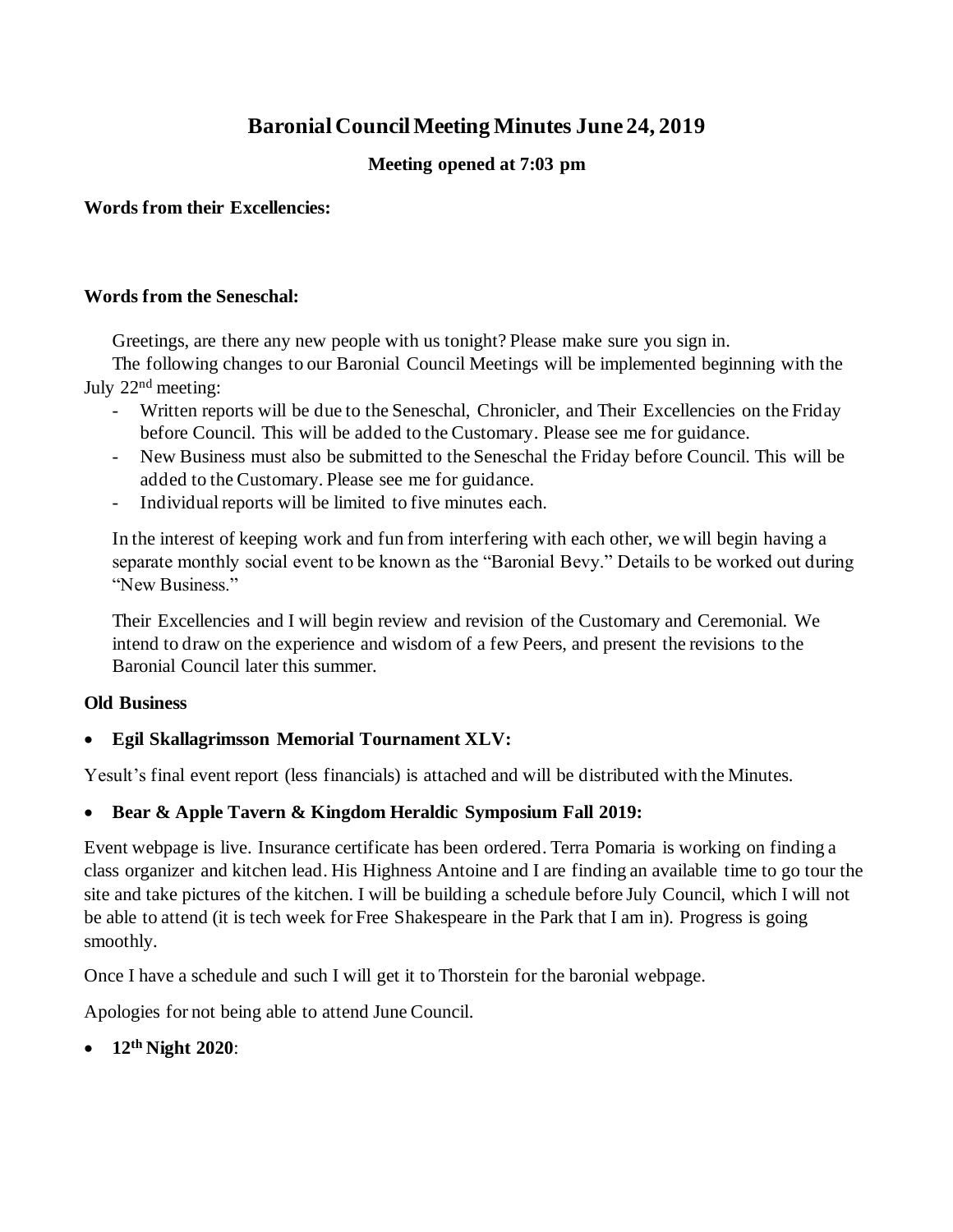# Baronial Council Meeting Minutes June 24, 2019

**Meeting opened at 7:03 pm**

**Words from their Excellencies:**

**Words from the Seneschal:**

Greetings, are there any new people with us tonight? Please make sure you sign in.

The following changes to our Baronial Council Meetings will be implemented beginning with the July 22nd meeting:

- Written reports will be due to the Seneschal, Chronicler, and Their Excellencies on the Friday before Council. This will be added to the Customary. Please see me for guidance.
- New Business must also be submitted to the Seneschal the Friday before Council. This will be added to the Customary. Please see me for guidance.
- Individual reports will be limited to five minutes each.

In the interest of keeping work and fun from interfering with each other, we will begin having a separate monthly social event to be known as the "Baronial Bevy." Details to be worked out during "New Business."

Their Excellencies and I will begin review and revision of the Customary and Ceremonial. We intend to draw on the experience and wisdom of a few Peers, and present the revisions to the Baronial Council later this summer.

**Old Business**

- **Egil Skallagrimsson Memorial Tournament XLV:**

Yesult's final event report (less financials) is attached and will be distributed with the Minutes.

- **Bear & Apple Tavern & Kingdom Heraldic Symposium Fall 2019:**

Event webpage is live. Insurance certificate has been ordered. Terra Pomaria is working on finding a class organizer and kitchen lead. His Highness Antoine and I are finding an available time to go tour the site and take pictures of the kitchen. I will be building a schedule before July Council, which I will not be able to attend (it is tech week for Free Shakespeare in the Park that I am in). Progress is going smoothly.

Once I have a schedule and such I will get it to Thorstein for the baronial webpage.

Apologies for not being able to attend June Council.

- **12th Night 2020**: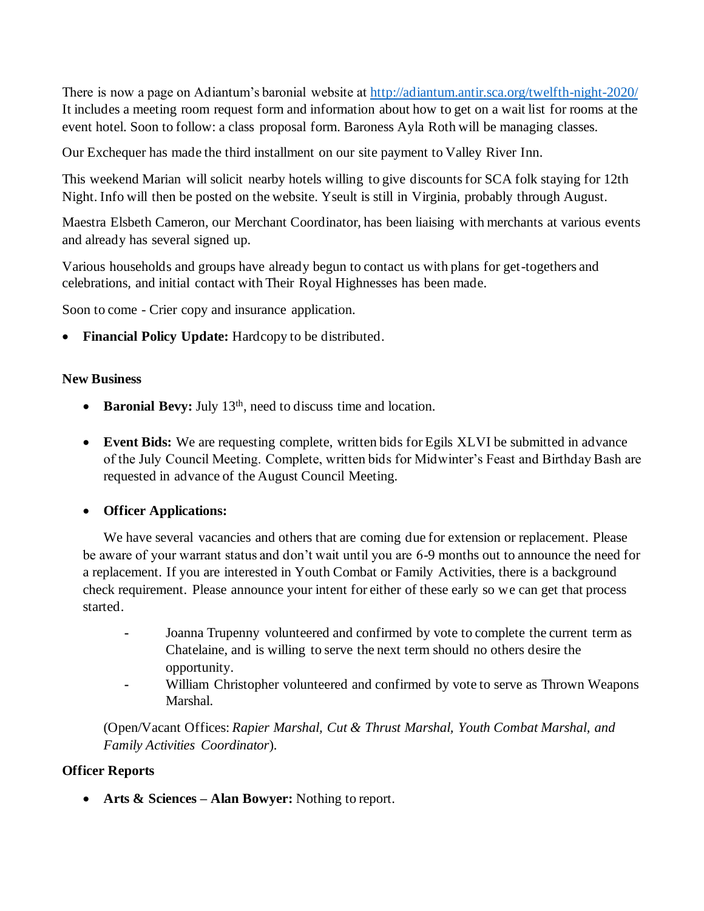There is now a page on Adiantum's baronial website at http://adiantum.antir.sca.org/twelfth-night-2020/ It includes a meeting room request form and information about how to get on a wait list for rooms at the event hotel. Soon to follow: a class proposal form. Baroness Ayla Roth will be managing classes.

Our Exchequer has made the third installment on our site payment to Valley River Inn.

This weekend Marian will solicit nearby hotels willing to give discounts for SCA folk staying for 12th Night. Info will then be posted on the website. Yseult is still in Virginia, probably through August.

Maestra Elsbeth Cameron, our Merchant Coordinator, has been liaising with merchants at various events and already has several signed up.

Various households and groups have already begun to contact us with plans for get-togethers and celebrations, and initial contact with Their Royal Highnesses has been made.

Soon to come - Crier copy and insurance application.

- **Financial Policy Update:** Hardcopy to be distributed.

**New Business**

- **Baronial Bevy:** July 13th, need to discuss time and location.

- **Event Bids:** We are requesting complete, written bids for Egils XLVI be submitted in advance of the July Council Meeting. Complete, written bids for Midwinter's Feast and Birthday Bash are requested in advance of the August Council Meeting.

- **Officer Applications:**

  We have several vacancies and others that are coming due for extension or replacement. Please be aware of your warrant status and don't wait until you are 6-9 months out to announce the need for a replacement. If you are interested in Youth Combat or Family Activities, there is a background check requirement. Please announce your intent for either of these early so we can get that process started.

  - Joanna Trupenny volunteered and confirmed by vote to complete the current term as Chatelaine, and is willing to serve the next term should no others desire the opportunity.
  - William Christopher volunteered and confirmed by vote to serve as Thrown Weapons Marshal.

  (Open/Vacant Offices: *Rapier Marshal, Cut & Thrust Marshal, Youth Combat Marshal, and Family Activities Coordinator*).

**Officer Reports**

- **Arts & Sciences – Alan Bowyer:** Nothing to report.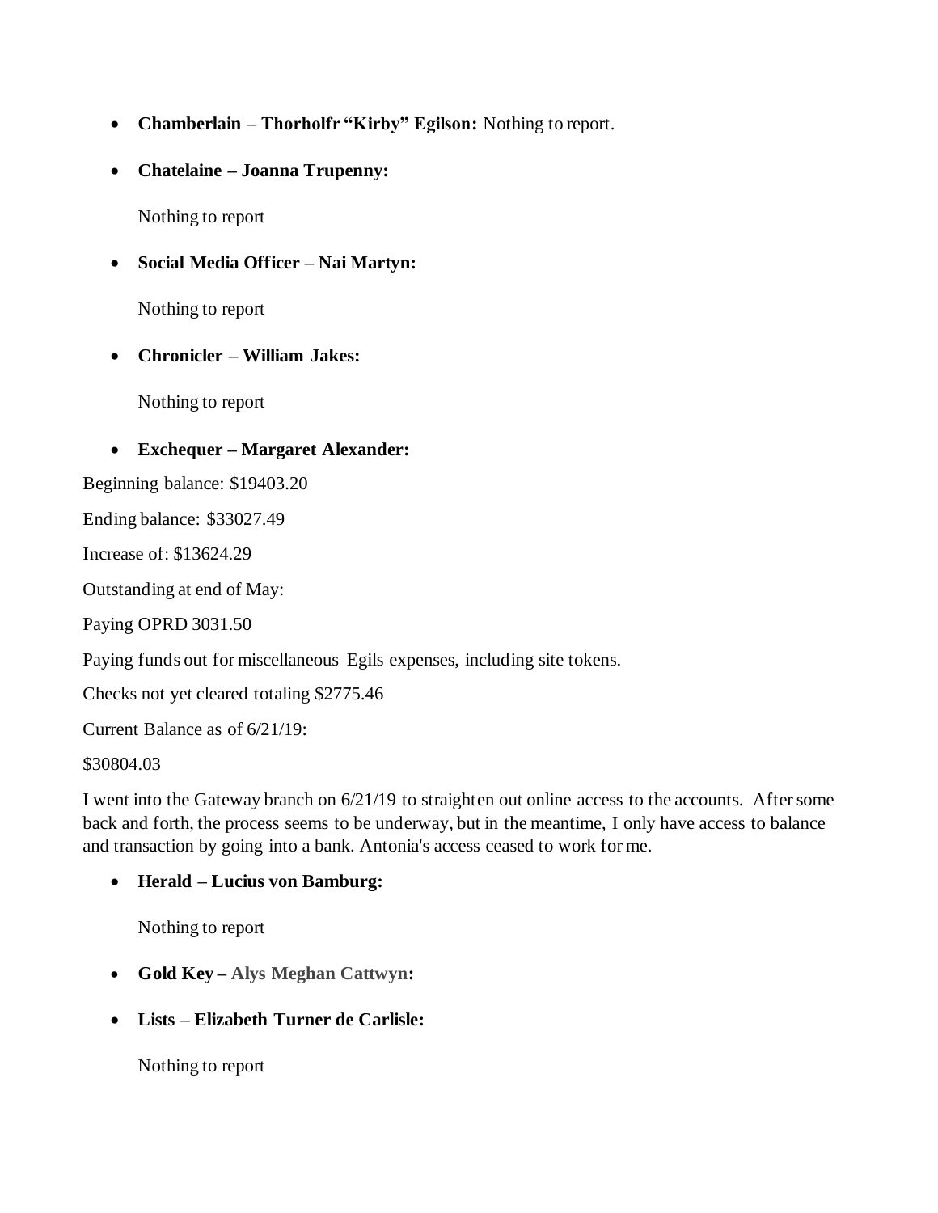- **Chamberlain – Thorholfr "Kirby" Egilson:** Nothing to report.

- **Chatelaine – Joanna Trupenny:**

  Nothing to report

- **Social Media Officer – Nai Martyn:**

  Nothing to report

- **Chronicler – William Jakes:**

  Nothing to report

- **Exchequer – Margaret Alexander:**

Beginning balance: $19403.20

Ending balance: $33027.49

Increase of: $13624.29

Outstanding at end of May:

Paying OPRD 3031.50

Paying funds out for miscellaneous Egils expenses, including site tokens.

Checks not yet cleared totaling $2775.46

Current Balance as of 6/21/19:

$30804.03

I went into the Gateway branch on 6/21/19 to straighten out online access to the accounts. After some back and forth, the process seems to be underway, but in the meantime, I only have access to balance and transaction by going into a bank. Antonia's access ceased to work for me.

- **Herald – Lucius von Bamburg:**

  Nothing to report

- **Gold Key – Alys Meghan Cattwyn:**

- **Lists – Elizabeth Turner de Carlisle:**

  Nothing to report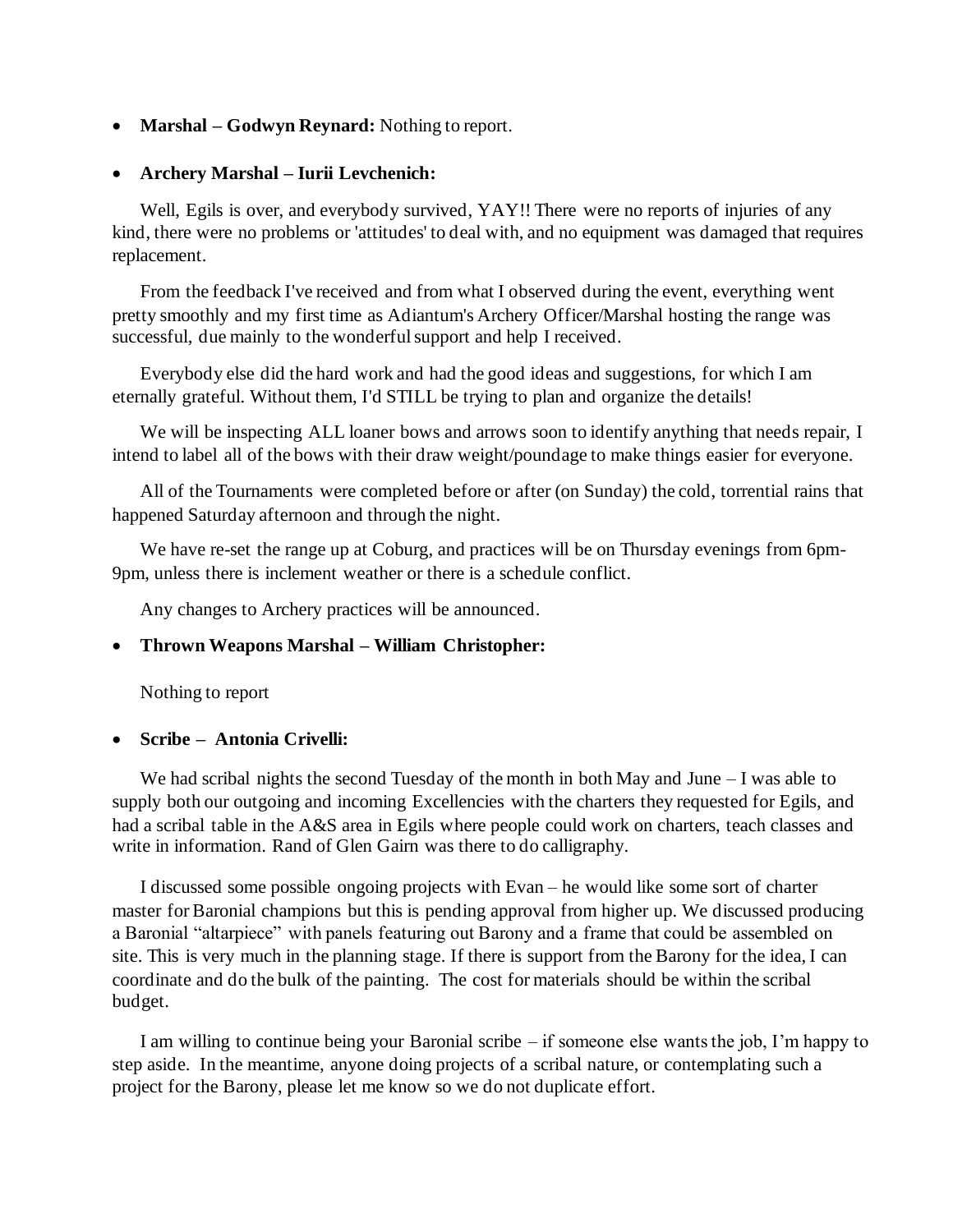- **Marshal – Godwyn Reynard:** Nothing to report.

- **Archery Marshal – Iurii Levchenich:**

  Well, Egils is over, and everybody survived, YAY!! There were no reports of injuries of any kind, there were no problems or 'attitudes' to deal with, and no equipment was damaged that requires replacement.

  From the feedback I've received and from what I observed during the event, everything went pretty smoothly and my first time as Adiantum's Archery Officer/Marshal hosting the range was successful, due mainly to the wonderful support and help I received.

  Everybody else did the hard work and had the good ideas and suggestions, for which I am eternally grateful. Without them, I'd STILL be trying to plan and organize the details!

  We will be inspecting ALL loaner bows and arrows soon to identify anything that needs repair, I intend to label all of the bows with their draw weight/poundage to make things easier for everyone.

  All of the Tournaments were completed before or after (on Sunday) the cold, torrential rains that happened Saturday afternoon and through the night.

  We have re-set the range up at Coburg, and practices will be on Thursday evenings from 6pm-9pm, unless there is inclement weather or there is a schedule conflict.

  Any changes to Archery practices will be announced.

- **Thrown Weapons Marshal – William Christopher:**

  Nothing to report

- **Scribe – Antonia Crivelli:**

  We had scribal nights the second Tuesday of the month in both May and June – I was able to supply both our outgoing and incoming Excellencies with the charters they requested for Egils, and had a scribal table in the A&S area in Egils where people could work on charters, teach classes and write in information. Rand of Glen Gairn was there to do calligraphy.

  I discussed some possible ongoing projects with Evan – he would like some sort of charter master for Baronial champions but this is pending approval from higher up. We discussed producing a Baronial "altarpiece" with panels featuring out Barony and a frame that could be assembled on site. This is very much in the planning stage. If there is support from the Barony for the idea, I can coordinate and do the bulk of the painting. The cost for materials should be within the scribal budget.

  I am willing to continue being your Baronial scribe – if someone else wants the job, I'm happy to step aside. In the meantime, anyone doing projects of a scribal nature, or contemplating such a project for the Barony, please let me know so we do not duplicate effort.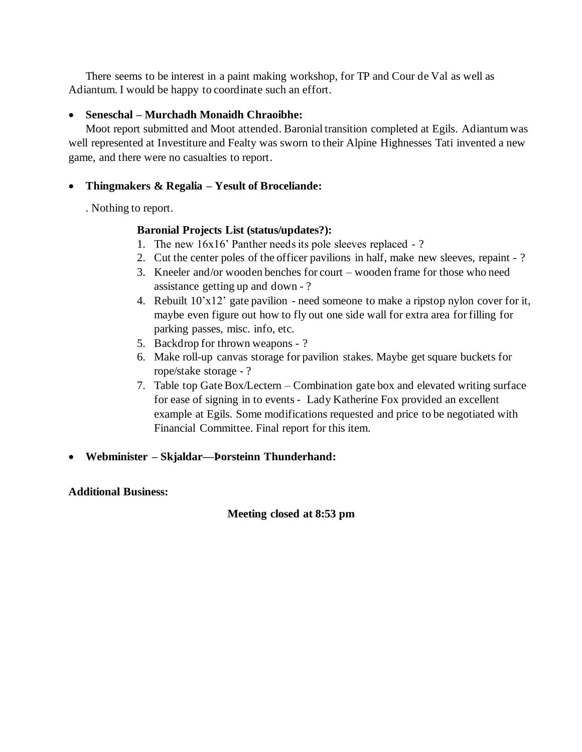There seems to be interest in a paint making workshop, for TP and Cour de Val as well as Adiantum. I would be happy to coordinate such an effort.

- **Seneschal – Murchadh Monaidh Chraoibhe:**

  Moot report submitted and Moot attended. Baronial transition completed at Egils. Adiantum was well represented at Investiture and Fealty was sworn to their Alpine Highnesses Tati invented a new game, and there were no casualties to report.

- **Thingmakers & Regalia – Yesult of Broceliande:**

  . Nothing to report.

  **Baronial Projects List (status/updates?):**

  1. The new 16x16' Panther needs its pole sleeves replaced - ?
  2. Cut the center poles of the officer pavilions in half, make new sleeves, repaint - ?
  3. Kneeler and/or wooden benches for court – wooden frame for those who need assistance getting up and down - ?
  4. Rebuilt 10'x12' gate pavilion - need someone to make a ripstop nylon cover for it, maybe even figure out how to fly out one side wall for extra area for filling for parking passes, misc. info, etc.
  5. Backdrop for thrown weapons - ?
  6. Make roll-up canvas storage for pavilion stakes. Maybe get square buckets for rope/stake storage - ?
  7. Table top Gate Box/Lectern – Combination gate box and elevated writing surface for ease of signing in to events - Lady Katherine Fox provided an excellent example at Egils. Some modifications requested and price to be negotiated with Financial Committee. Final report for this item.

- **Webminister – Skjaldar—Þorsteinn Thunderhand:**

**Additional Business:**

**Meeting closed at 8:53 pm**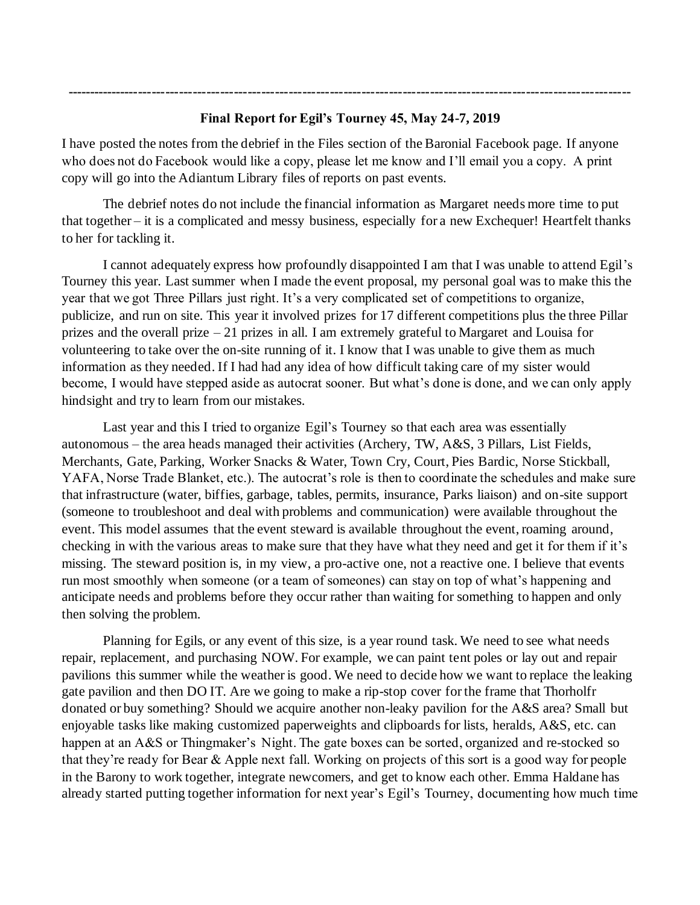---

**Final Report for Egil's Tourney 45, May 24-7, 2019**

I have posted the notes from the debrief in the Files section of the Baronial Facebook page. If anyone who does not do Facebook would like a copy, please let me know and I'll email you a copy. A print copy will go into the Adiantum Library files of reports on past events.

The debrief notes do not include the financial information as Margaret needs more time to put that together – it is a complicated and messy business, especially for a new Exchequer! Heartfelt thanks to her for tackling it.

I cannot adequately express how profoundly disappointed I am that I was unable to attend Egil's Tourney this year. Last summer when I made the event proposal, my personal goal was to make this the year that we got Three Pillars just right. It's a very complicated set of competitions to organize, publicize, and run on site. This year it involved prizes for 17 different competitions plus the three Pillar prizes and the overall prize – 21 prizes in all. I am extremely grateful to Margaret and Louisa for volunteering to take over the on-site running of it. I know that I was unable to give them as much information as they needed. If I had had any idea of how difficult taking care of my sister would become, I would have stepped aside as autocrat sooner. But what's done is done, and we can only apply hindsight and try to learn from our mistakes.

Last year and this I tried to organize Egil's Tourney so that each area was essentially autonomous – the area heads managed their activities (Archery, TW, A&S, 3 Pillars, List Fields, Merchants, Gate, Parking, Worker Snacks & Water, Town Cry, Court, Pies Bardic, Norse Stickball, YAFA, Norse Trade Blanket, etc.). The autocrat's role is then to coordinate the schedules and make sure that infrastructure (water, biffies, garbage, tables, permits, insurance, Parks liaison) and on-site support (someone to troubleshoot and deal with problems and communication) were available throughout the event. This model assumes that the event steward is available throughout the event, roaming around, checking in with the various areas to make sure that they have what they need and get it for them if it's missing. The steward position is, in my view, a pro-active one, not a reactive one. I believe that events run most smoothly when someone (or a team of someones) can stay on top of what's happening and anticipate needs and problems before they occur rather than waiting for something to happen and only then solving the problem.

Planning for Egils, or any event of this size, is a year round task. We need to see what needs repair, replacement, and purchasing NOW. For example, we can paint tent poles or lay out and repair pavilions this summer while the weather is good. We need to decide how we want to replace the leaking gate pavilion and then DO IT. Are we going to make a rip-stop cover for the frame that Thorholfr donated or buy something? Should we acquire another non-leaky pavilion for the A&S area? Small but enjoyable tasks like making customized paperweights and clipboards for lists, heralds, A&S, etc. can happen at an A&S or Thingmaker's Night. The gate boxes can be sorted, organized and re-stocked so that they're ready for Bear & Apple next fall. Working on projects of this sort is a good way for people in the Barony to work together, integrate newcomers, and get to know each other. Emma Haldane has already started putting together information for next year's Egil's Tourney, documenting how much time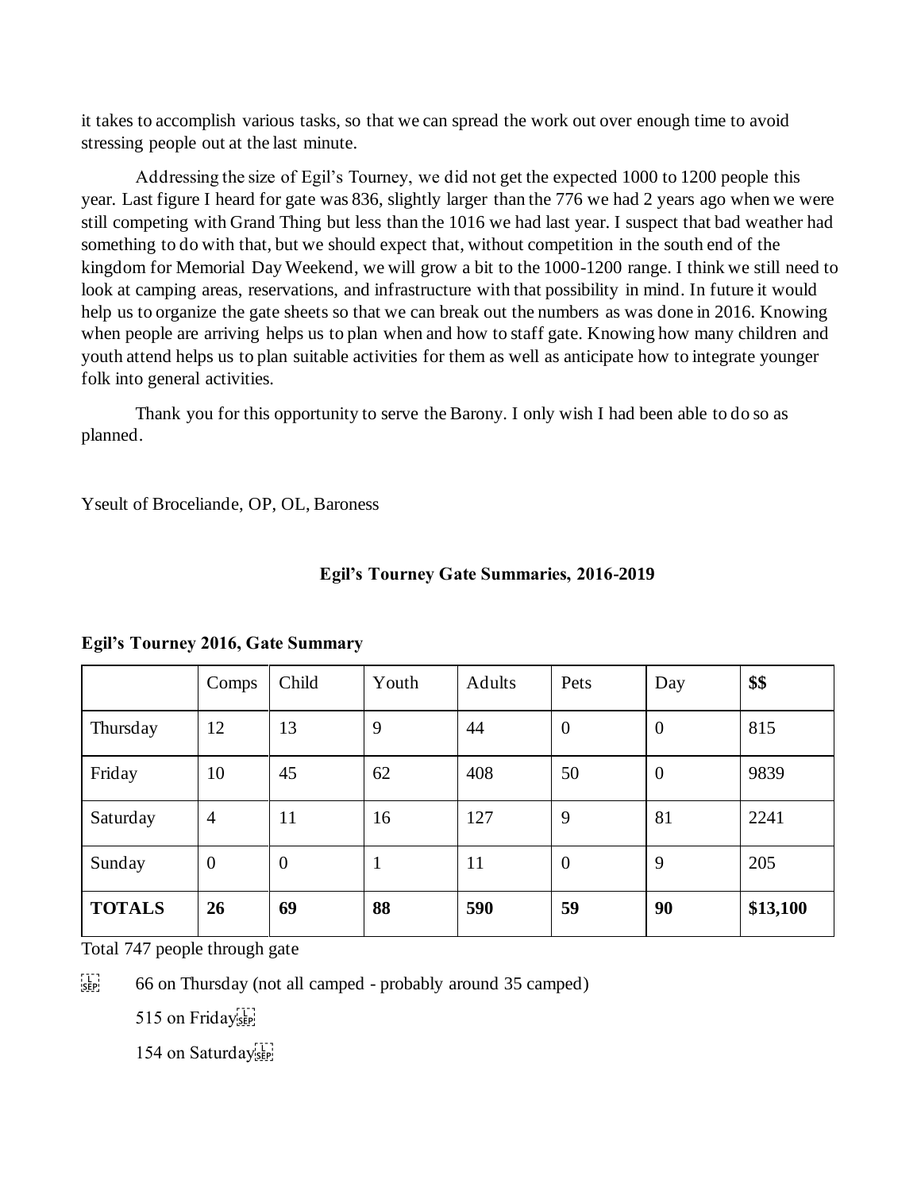it takes to accomplish various tasks, so that we can spread the work out over enough time to avoid stressing people out at the last minute.

Addressing the size of Egil's Tourney, we did not get the expected 1000 to 1200 people this year. Last figure I heard for gate was 836, slightly larger than the 776 we had 2 years ago when we were still competing with Grand Thing but less than the 1016 we had last year. I suspect that bad weather had something to do with that, but we should expect that, without competition in the south end of the kingdom for Memorial Day Weekend, we will grow a bit to the 1000-1200 range. I think we still need to look at camping areas, reservations, and infrastructure with that possibility in mind. In future it would help us to organize the gate sheets so that we can break out the numbers as was done in 2016. Knowing when people are arriving helps us to plan when and how to staff gate. Knowing how many children and youth attend helps us to plan suitable activities for them as well as anticipate how to integrate younger folk into general activities.

Thank you for this opportunity to serve the Barony. I only wish I had been able to do so as planned.

Yseult of Broceliande, OP, OL, Baroness

## Egil's Tourney Gate Summaries, 2016-2019

### Egil's Tourney 2016, Gate Summary

| | Comps | Child | Youth | Adults | Pets | Day | **$$** |
|---|---|---|---|---|---|---|---|
| Thursday | 12 | 13 | 9 | 44 | 0 | 0 | 815 |
| Friday | 10 | 45 | 62 | 408 | 50 | 0 | 9839 |
| Saturday | 4 | 11 | 16 | 127 | 9 | 81 | 2241 |
| Sunday | 0 | 0 | 1 | 11 | 0 | 9 | 205 |
| **TOTALS** | **26** | **69** | **88** | **590** | **59** | **90** | **$13,100** |

Total 747 people through gate

66 on Thursday (not all camped - probably around 35 camped)

515 on Friday

154 on Saturday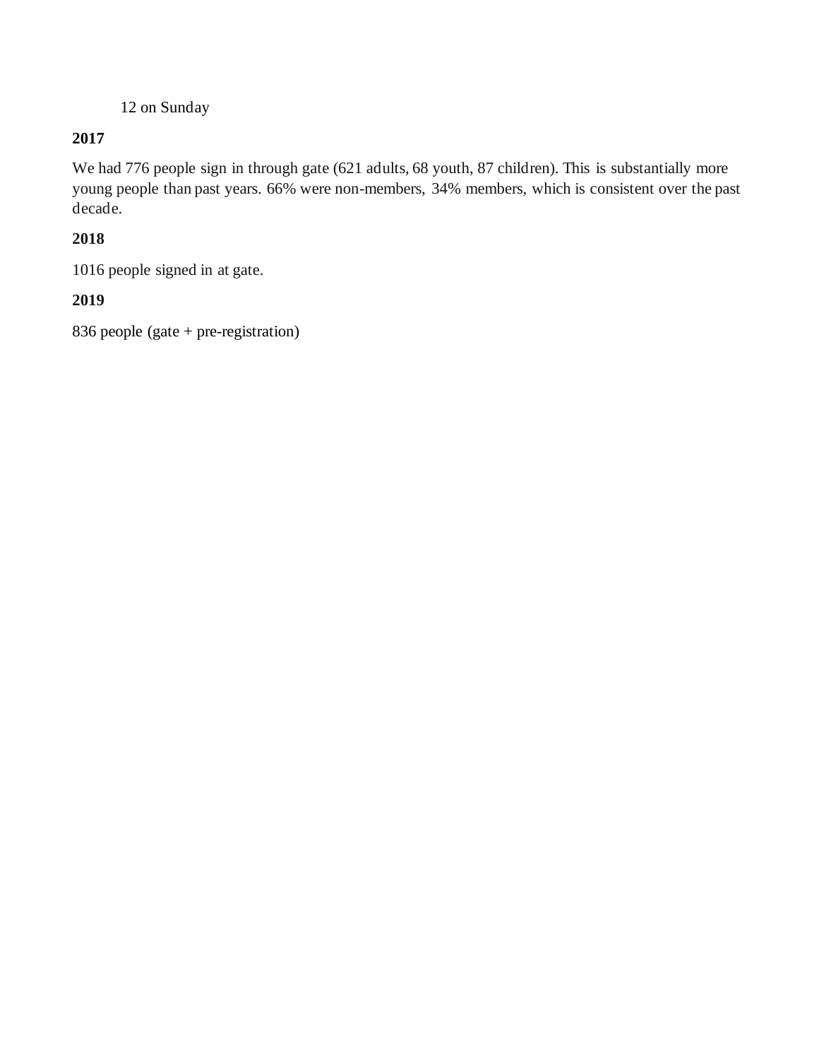12 on Sunday

**2017**

We had 776 people sign in through gate (621 adults, 68 youth, 87 children). This is substantially more young people than past years. 66% were non-members, 34% members, which is consistent over the past decade.

**2018**

1016 people signed in at gate.

**2019**

836 people (gate + pre-registration)